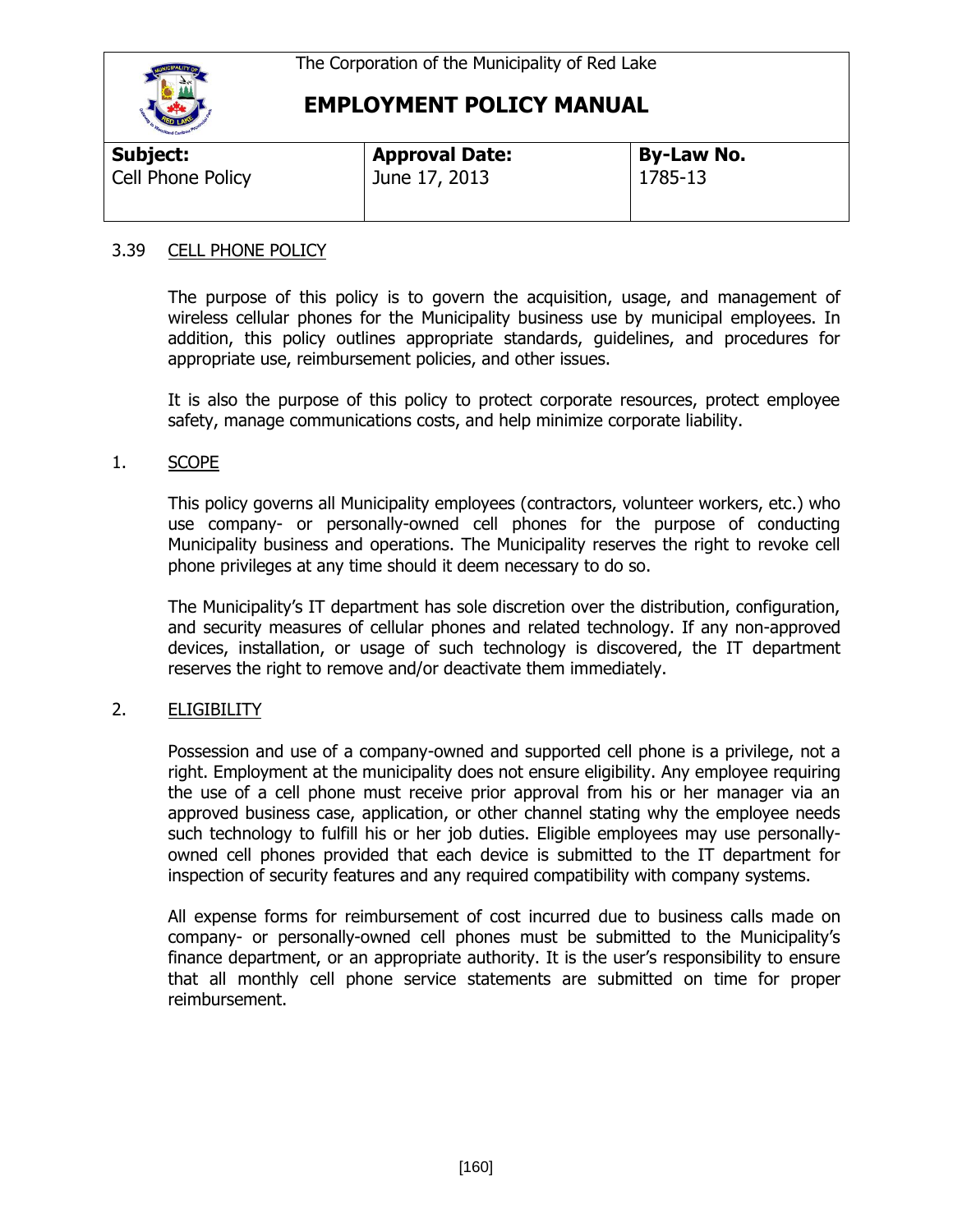The Corporation of the Municipality of Red Lake

# EMPLOYMENT POLICY MANUAL

| **Subject:** Cell Phone Policy | **Approval Date:** June 17, 2013 | **By-Law No.** 1785-13 |
| --- | --- | --- |

## 3.39 CELL PHONE POLICY

The purpose of this policy is to govern the acquisition, usage, and management of wireless cellular phones for the Municipality business use by municipal employees. In addition, this policy outlines appropriate standards, guidelines, and procedures for appropriate use, reimbursement policies, and other issues.

It is also the purpose of this policy to protect corporate resources, protect employee safety, manage communications costs, and help minimize corporate liability.

### 1. SCOPE

This policy governs all Municipality employees (contractors, volunteer workers, etc.) who use company- or personally-owned cell phones for the purpose of conducting Municipality business and operations. The Municipality reserves the right to revoke cell phone privileges at any time should it deem necessary to do so.

The Municipality's IT department has sole discretion over the distribution, configuration, and security measures of cellular phones and related technology. If any non-approved devices, installation, or usage of such technology is discovered, the IT department reserves the right to remove and/or deactivate them immediately.

### 2. ELIGIBILITY

Possession and use of a company-owned and supported cell phone is a privilege, not a right. Employment at the municipality does not ensure eligibility. Any employee requiring the use of a cell phone must receive prior approval from his or her manager via an approved business case, application, or other channel stating why the employee needs such technology to fulfill his or her job duties. Eligible employees may use personally-owned cell phones provided that each device is submitted to the IT department for inspection of security features and any required compatibility with company systems.

All expense forms for reimbursement of cost incurred due to business calls made on company- or personally-owned cell phones must be submitted to the Municipality's finance department, or an appropriate authority. It is the user's responsibility to ensure that all monthly cell phone service statements are submitted on time for proper reimbursement.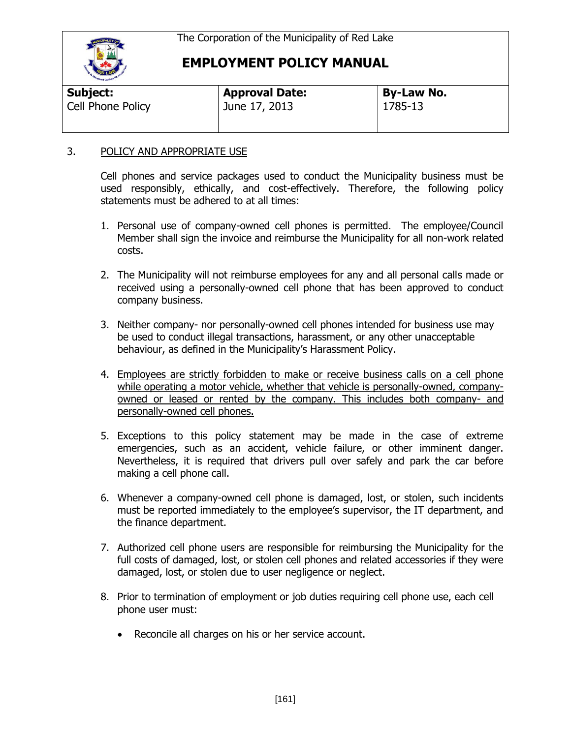The Corporation of the Municipality of Red Lake

# EMPLOYMENT POLICY MANUAL

| **Subject:** Cell Phone Policy | **Approval Date:** June 17, 2013 | **By-Law No.** 1785-13 |
|---|---|---|

3. POLICY AND APPROPRIATE USE

Cell phones and service packages used to conduct the Municipality business must be used responsibly, ethically, and cost-effectively. Therefore, the following policy statements must be adhered to at all times:

1. Personal use of company-owned cell phones is permitted. The employee/Council Member shall sign the invoice and reimburse the Municipality for all non-work related costs.

2. The Municipality will not reimburse employees for any and all personal calls made or received using a personally-owned cell phone that has been approved to conduct company business.

3. Neither company- nor personally-owned cell phones intended for business use may be used to conduct illegal transactions, harassment, or any other unacceptable behaviour, as defined in the Municipality's Harassment Policy.

4. Employees are strictly forbidden to make or receive business calls on a cell phone while operating a motor vehicle, whether that vehicle is personally-owned, company-owned or leased or rented by the company. This includes both company- and personally-owned cell phones.

5. Exceptions to this policy statement may be made in the case of extreme emergencies, such as an accident, vehicle failure, or other imminent danger. Nevertheless, it is required that drivers pull over safely and park the car before making a cell phone call.

6. Whenever a company-owned cell phone is damaged, lost, or stolen, such incidents must be reported immediately to the employee's supervisor, the IT department, and the finance department.

7. Authorized cell phone users are responsible for reimbursing the Municipality for the full costs of damaged, lost, or stolen cell phones and related accessories if they were damaged, lost, or stolen due to user negligence or neglect.

8. Prior to termination of employment or job duties requiring cell phone use, each cell phone user must:

    - Reconcile all charges on his or her service account.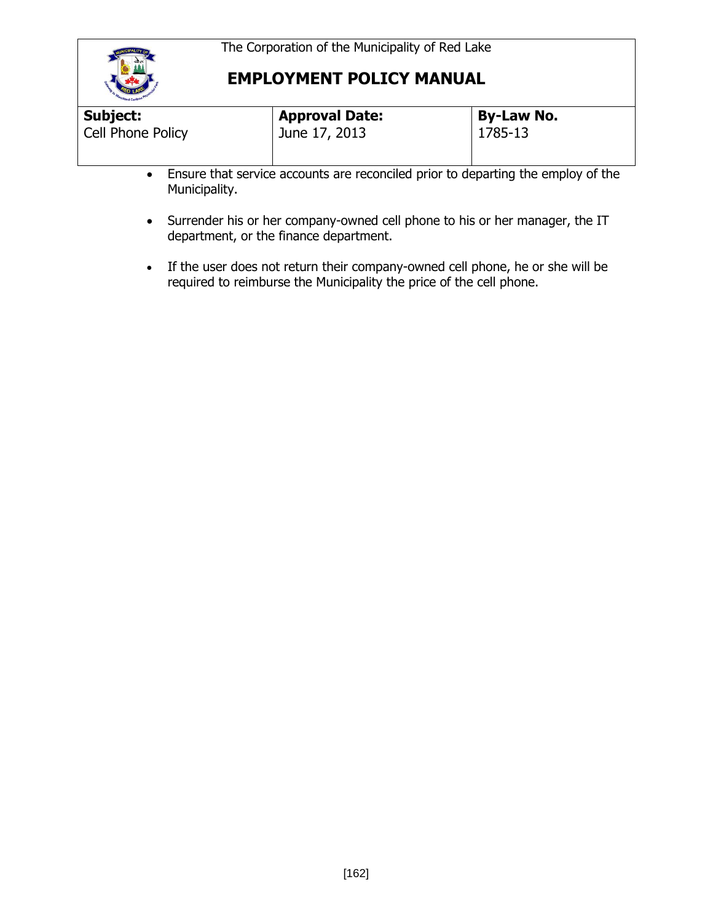- Ensure that service accounts are reconciled prior to departing the employ of the Municipality.

- Surrender his or her company-owned cell phone to his or her manager, the IT department, or the finance department.

- If the user does not return their company-owned cell phone, he or she will be required to reimburse the Municipality the price of the cell phone.